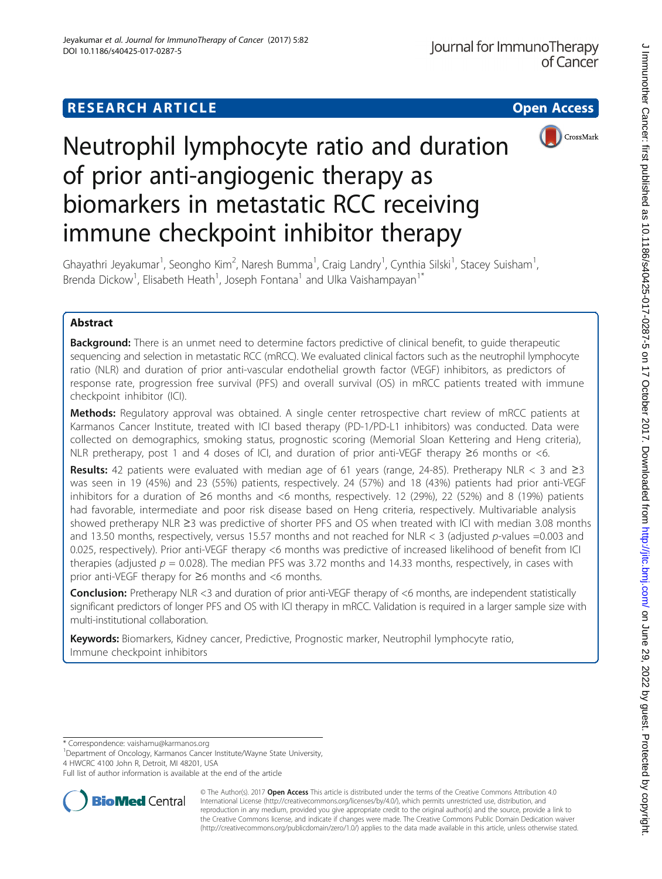RESEARCH ARTICLE

Open Access

# Neutrophil lymphocyte ratio and duration of prior anti-angiogenic therapy as biomarkers in metastatic RCC receiving immune checkpoint inhibitor therapy

Ghayathri Jeyakumar[1], Seongho Kim[2], Naresh Bumma[1], Craig Landry[1], Cynthia Silski[1], Stacey Suisham[1], Brenda Dickow[1], Elisabeth Heath[1], Joseph Fontana[1] and Ulka Vaishampayan[1*]

## Abstract

**Background:** There is an unmet need to determine factors predictive of clinical benefit, to guide therapeutic sequencing and selection in metastatic RCC (mRCC). We evaluated clinical factors such as the neutrophil lymphocyte ratio (NLR) and duration of prior anti-vascular endothelial growth factor (VEGF) inhibitors, as predictors of response rate, progression free survival (PFS) and overall survival (OS) in mRCC patients treated with immune checkpoint inhibitor (ICI).

**Methods:** Regulatory approval was obtained. A single center retrospective chart review of mRCC patients at Karmanos Cancer Institute, treated with ICI based therapy (PD-1/PD-L1 inhibitors) was conducted. Data were collected on demographics, smoking status, prognostic scoring (Memorial Sloan Kettering and Heng criteria), NLR pretherapy, post 1 and 4 doses of ICI, and duration of prior anti-VEGF therapy ≥6 months or <6.

**Results:** 42 patients were evaluated with median age of 61 years (range, 24-85). Pretherapy NLR < 3 and ≥3 was seen in 19 (45%) and 23 (55%) patients, respectively. 24 (57%) and 18 (43%) patients had prior anti-VEGF inhibitors for a duration of ≥6 months and <6 months, respectively. 12 (29%), 22 (52%) and 8 (19%) patients had favorable, intermediate and poor risk disease based on Heng criteria, respectively. Multivariable analysis showed pretherapy NLR ≥3 was predictive of shorter PFS and OS when treated with ICI with median 3.08 months and 13.50 months, respectively, versus 15.57 months and not reached for NLR < 3 (adjusted *p*-values =0.003 and 0.025, respectively). Prior anti-VEGF therapy <6 months was predictive of increased likelihood of benefit from ICI therapies (adjusted $p = 0.028$). The median PFS was 3.72 months and 14.33 months, respectively, in cases with prior anti-VEGF therapy for ≥6 months and <6 months.

**Conclusion:** Pretherapy NLR <3 and duration of prior anti-VEGF therapy of <6 months, are independent statistically significant predictors of longer PFS and OS with ICI therapy in mRCC. Validation is required in a larger sample size with multi-institutional collaboration.

**Keywords:** Biomarkers, Kidney cancer, Predictive, Prognostic marker, Neutrophil lymphocyte ratio, Immune checkpoint inhibitors

\* Correspondence: vaishamu@karmanos.org
[1]Department of Oncology, Karmanos Cancer Institute/Wayne State University, 4 HWCRC 4100 John R, Detroit, MI 48201, USA
Full list of author information is available at the end of the article

© The Author(s). 2017 **Open Access** This article is distributed under the terms of the Creative Commons Attribution 4.0 International License (http://creativecommons.org/licenses/by/4.0/), which permits unrestricted use, distribution, and reproduction in any medium, provided you give appropriate credit to the original author(s) and the source, provide a link to the Creative Commons license, and indicate if changes were made. The Creative Commons Public Domain Dedication waiver (http://creativecommons.org/publicdomain/zero/1.0/) applies to the data made available in this article, unless otherwise stated.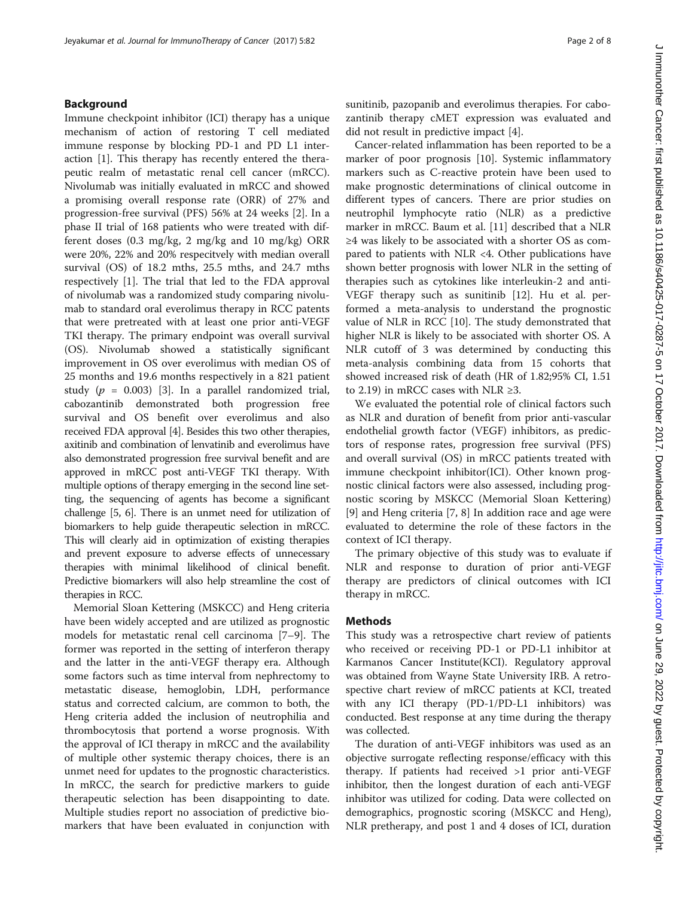## Background

Immune checkpoint inhibitor (ICI) therapy has a unique mechanism of action of restoring T cell mediated immune response by blocking PD-1 and PD L1 interaction [1]. This therapy has recently entered the therapeutic realm of metastatic renal cell cancer (mRCC). Nivolumab was initially evaluated in mRCC and showed a promising overall response rate (ORR) of 27% and progression-free survival (PFS) 56% at 24 weeks [2]. In a phase II trial of 168 patients who were treated with different doses (0.3 mg/kg, 2 mg/kg and 10 mg/kg) ORR were 20%, 22% and 20% respecitvely with median overall survival (OS) of 18.2 mths, 25.5 mths, and 24.7 mths respectively [1]. The trial that led to the FDA approval of nivolumab was a randomized study comparing nivolumab to standard oral everolimus therapy in RCC patents that were pretreated with at least one prior anti-VEGF TKI therapy. The primary endpoint was overall survival (OS). Nivolumab showed a statistically significant improvement in OS over everolimus with median OS of 25 months and 19.6 months respectively in a 821 patient study ($p$ = 0.003) [3]. In a parallel randomized trial, cabozantinib demonstrated both progression free survival and OS benefit over everolimus and also received FDA approval [4]. Besides this two other therapies, axitinib and combination of lenvatinib and everolimus have also demonstrated progression free survival benefit and are approved in mRCC post anti-VEGF TKI therapy. With multiple options of therapy emerging in the second line setting, the sequencing of agents has become a significant challenge [5, 6]. There is an unmet need for utilization of biomarkers to help guide therapeutic selection in mRCC. This will clearly aid in optimization of existing therapies and prevent exposure to adverse effects of unnecessary therapies with minimal likelihood of clinical benefit. Predictive biomarkers will also help streamline the cost of therapies in RCC.

Memorial Sloan Kettering (MSKCC) and Heng criteria have been widely accepted and are utilized as prognostic models for metastatic renal cell carcinoma [7–9]. The former was reported in the setting of interferon therapy and the latter in the anti-VEGF therapy era. Although some factors such as time interval from nephrectomy to metastatic disease, hemoglobin, LDH, performance status and corrected calcium, are common to both, the Heng criteria added the inclusion of neutrophilia and thrombocytosis that portend a worse prognosis. With the approval of ICI therapy in mRCC and the availability of multiple other systemic therapy choices, there is an unmet need for updates to the prognostic characteristics. In mRCC, the search for predictive markers to guide therapeutic selection has been disappointing to date. Multiple studies report no association of predictive biomarkers that have been evaluated in conjunction with sunitinib, pazopanib and everolimus therapies. For cabozantinib therapy cMET expression was evaluated and did not result in predictive impact [4].

Cancer-related inflammation has been reported to be a marker of poor prognosis [10]. Systemic inflammatory markers such as C-reactive protein have been used to make prognostic determinations of clinical outcome in different types of cancers. There are prior studies on neutrophil lymphocyte ratio (NLR) as a predictive marker in mRCC. Baum et al. [11] described that a NLR ≥4 was likely to be associated with a shorter OS as compared to patients with NLR <4. Other publications have shown better prognosis with lower NLR in the setting of therapies such as cytokines like interleukin-2 and anti-VEGF therapy such as sunitinib [12]. Hu et al. performed a meta-analysis to understand the prognostic value of NLR in RCC [10]. The study demonstrated that higher NLR is likely to be associated with shorter OS. A NLR cutoff of 3 was determined by conducting this meta-analysis combining data from 15 cohorts that showed increased risk of death (HR of 1.82;95% CI, 1.51 to 2.19) in mRCC cases with NLR ≥3.

We evaluated the potential role of clinical factors such as NLR and duration of benefit from prior anti-vascular endothelial growth factor (VEGF) inhibitors, as predictors of response rates, progression free survival (PFS) and overall survival (OS) in mRCC patients treated with immune checkpoint inhibitor(ICI). Other known prognostic clinical factors were also assessed, including prognostic scoring by MSKCC (Memorial Sloan Kettering) [9] and Heng criteria [7, 8] In addition race and age were evaluated to determine the role of these factors in the context of ICI therapy.

The primary objective of this study was to evaluate if NLR and response to duration of prior anti-VEGF therapy are predictors of clinical outcomes with ICI therapy in mRCC.

## Methods

This study was a retrospective chart review of patients who received or receiving PD-1 or PD-L1 inhibitor at Karmanos Cancer Institute(KCI). Regulatory approval was obtained from Wayne State University IRB. A retrospective chart review of mRCC patients at KCI, treated with any ICI therapy (PD-1/PD-L1 inhibitors) was conducted. Best response at any time during the therapy was collected.

The duration of anti-VEGF inhibitors was used as an objective surrogate reflecting response/efficacy with this therapy. If patients had received >1 prior anti-VEGF inhibitor, then the longest duration of each anti-VEGF inhibitor was utilized for coding. Data were collected on demographics, prognostic scoring (MSKCC and Heng), NLR pretherapy, and post 1 and 4 doses of ICI, duration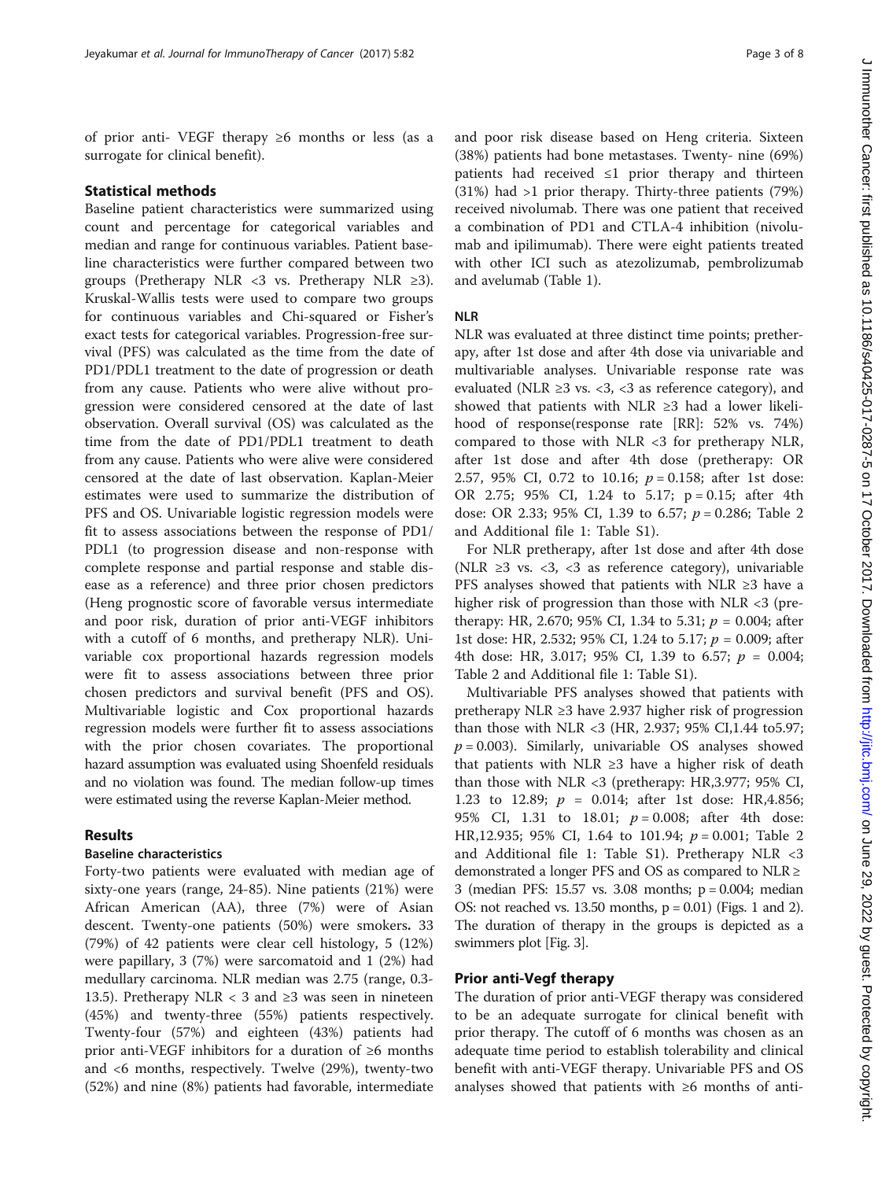of prior anti- VEGF therapy ≥6 months or less (as a surrogate for clinical benefit).

### Statistical methods

Baseline patient characteristics were summarized using count and percentage for categorical variables and median and range for continuous variables. Patient baseline characteristics were further compared between two groups (Pretherapy NLR <3 vs. Pretherapy NLR ≥3). Kruskal-Wallis tests were used to compare two groups for continuous variables and Chi-squared or Fisher's exact tests for categorical variables. Progression-free survival (PFS) was calculated as the time from the date of PD1/PDL1 treatment to the date of progression or death from any cause. Patients who were alive without progression were considered censored at the date of last observation. Overall survival (OS) was calculated as the time from the date of PD1/PDL1 treatment to death from any cause. Patients who were alive were considered censored at the date of last observation. Kaplan-Meier estimates were used to summarize the distribution of PFS and OS. Univariable logistic regression models were fit to assess associations between the response of PD1/PDL1 (to progression disease and non-response with complete response and partial response and stable disease as a reference) and three prior chosen predictors (Heng prognostic score of favorable versus intermediate and poor risk, duration of prior anti-VEGF inhibitors with a cutoff of 6 months, and pretherapy NLR). Univariable cox proportional hazards regression models were fit to assess associations between three prior chosen predictors and survival benefit (PFS and OS). Multivariable logistic and Cox proportional hazards regression models were further fit to assess associations with the prior chosen covariates. The proportional hazard assumption was evaluated using Shoenfeld residuals and no violation was found. The median follow-up times were estimated using the reverse Kaplan-Meier method.

## Results

### Baseline characteristics

Forty-two patients were evaluated with median age of sixty-one years (range, 24-85). Nine patients (21%) were African American (AA), three (7%) were of Asian descent. Twenty-one patients (50%) were smokers**.** 33 (79%) of 42 patients were clear cell histology, 5 (12%) were papillary, 3 (7%) were sarcomatoid and 1 (2%) had medullary carcinoma. NLR median was 2.75 (range, 0.3-13.5). Pretherapy NLR < 3 and ≥3 was seen in nineteen (45%) and twenty-three (55%) patients respectively. Twenty-four (57%) and eighteen (43%) patients had prior anti-VEGF inhibitors for a duration of ≥6 months and <6 months, respectively. Twelve (29%), twenty-two (52%) and nine (8%) patients had favorable, intermediate and poor risk disease based on Heng criteria. Sixteen (38%) patients had bone metastases. Twenty- nine (69%) patients had received ≤1 prior therapy and thirteen (31%) had >1 prior therapy. Thirty-three patients (79%) received nivolumab. There was one patient that received a combination of PD1 and CTLA-4 inhibition (nivolumab and ipilimumab). There were eight patients treated with other ICI such as atezolizumab, pembrolizumab and avelumab (Table 1).

### NLR

NLR was evaluated at three distinct time points; pretherapy, after 1st dose and after 4th dose via univariable and multivariable analyses. Univariable response rate was evaluated (NLR ≥3 vs. <3, <3 as reference category), and showed that patients with NLR ≥3 had a lower likelihood of response(response rate [RR]: 52% vs. 74%) compared to those with NLR <3 for pretherapy NLR, after 1st dose and after 4th dose (pretherapy: OR 2.57, 95% CI, 0.72 to 10.16; $p = 0.158$; after 1st dose: OR 2.75; 95% CI, 1.24 to 5.17; p = 0.15; after 4th dose: OR 2.33; 95% CI, 1.39 to 6.57; $p = 0.286$; Table 2 and Additional file 1: Table S1).

For NLR pretherapy, after 1st dose and after 4th dose (NLR ≥3 vs. <3, <3 as reference category), univariable PFS analyses showed that patients with NLR ≥3 have a higher risk of progression than those with NLR <3 (pretherapy: HR, 2.670; 95% CI, 1.34 to 5.31; $p = 0.004$; after 1st dose: HR, 2.532; 95% CI, 1.24 to 5.17; $p = 0.009$; after 4th dose: HR, 3.017; 95% CI, 1.39 to 6.57; $p = 0.004$; Table 2 and Additional file 1: Table S1).

Multivariable PFS analyses showed that patients with pretherapy NLR ≥3 have 2.937 higher risk of progression than those with NLR <3 (HR, 2.937; 95% CI,1.44 to5.97; $p = 0.003$). Similarly, univariable OS analyses showed that patients with NLR ≥3 have a higher risk of death than those with NLR <3 (pretherapy: HR,3.977; 95% CI, 1.23 to 12.89; $p = 0.014$; after 1st dose: HR,4.856; 95% CI, 1.31 to 18.01; $p = 0.008$; after 4th dose: HR,12.935; 95% CI, 1.64 to 101.94; $p = 0.001$; Table 2 and Additional file 1: Table S1). Pretherapy NLR <3 demonstrated a longer PFS and OS as compared to NLR ≥ 3 (median PFS: 15.57 vs. 3.08 months; p = 0.004; median OS: not reached vs. 13.50 months, p = 0.01) (Figs. 1 and 2). The duration of therapy in the groups is depicted as a swimmers plot [Fig. 3].

### Prior anti-Vegf therapy

The duration of prior anti-VEGF therapy was considered to be an adequate surrogate for clinical benefit with prior therapy. The cutoff of 6 months was chosen as an adequate time period to establish tolerability and clinical benefit with anti-VEGF therapy. Univariable PFS and OS analyses showed that patients with ≥6 months of anti-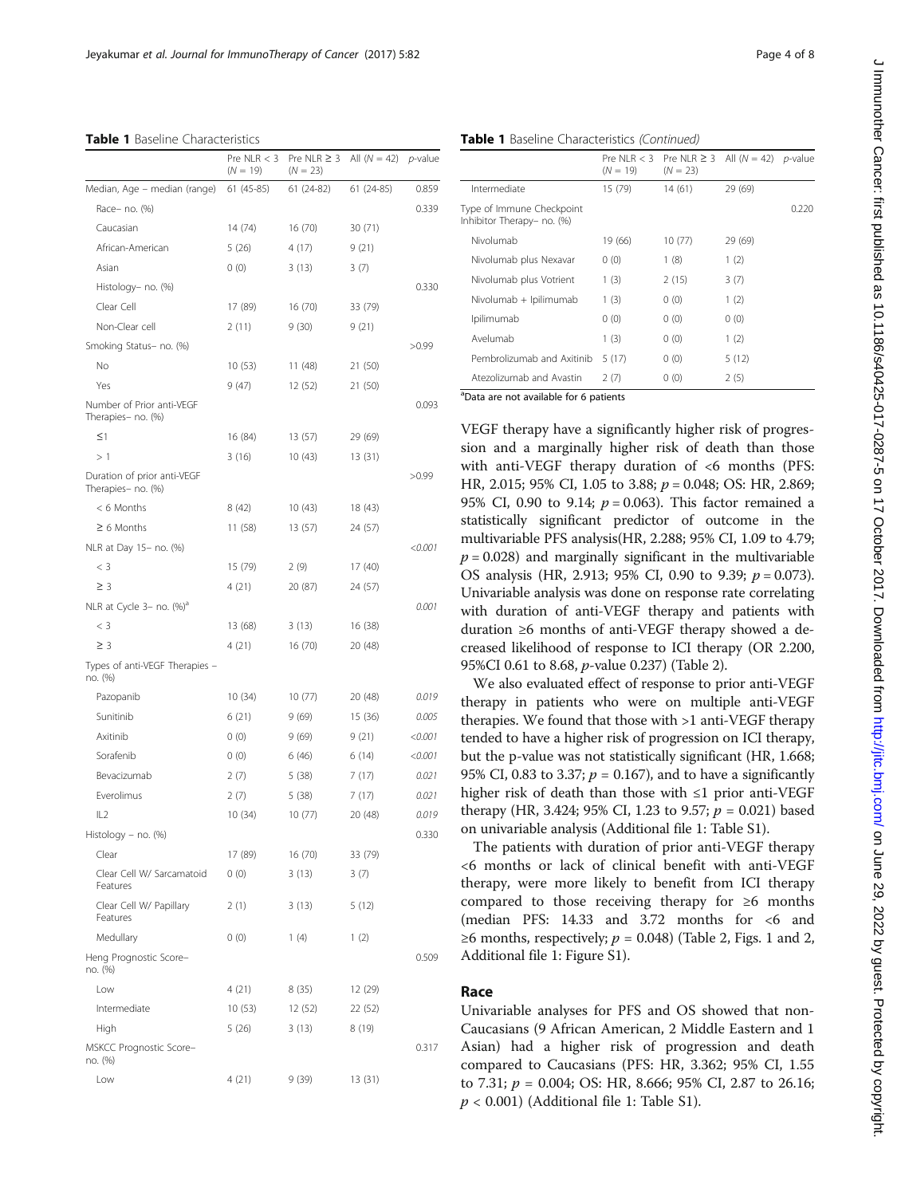**Table 1** Baseline Characteristics

| | Pre NLR < 3 (N = 19) | Pre NLR ≥ 3 (N = 23) | All (N = 42) | *p*-value |
|---|---|---|---|---|
| Median, Age – median (range) | 61 (45-85) | 61 (24-82) | 61 (24-85) | 0.859 |
| Race– no. (%) | | | | 0.339 |
| Caucasian | 14 (74) | 16 (70) | 30 (71) | |
| African-American | 5 (26) | 4 (17) | 9 (21) | |
| Asian | 0 (0) | 3 (13) | 3 (7) | |
| Histology– no. (%) | | | | 0.330 |
| Clear Cell | 17 (89) | 16 (70) | 33 (79) | |
| Non-Clear cell | 2 (11) | 9 (30) | 9 (21) | |
| Smoking Status– no. (%) | | | | >0.99 |
| No | 10 (53) | 11 (48) | 21 (50) | |
| Yes | 9 (47) | 12 (52) | 21 (50) | |
| Number of Prior anti-VEGF Therapies– no. (%) | | | | 0.093 |
| ≤1 | 16 (84) | 13 (57) | 29 (69) | |
| > 1 | 3 (16) | 10 (43) | 13 (31) | |
| Duration of prior anti-VEGF Therapies– no. (%) | | | | >0.99 |
| < 6 Months | 8 (42) | 10 (43) | 18 (43) | |
| ≥ 6 Months | 11 (58) | 13 (57) | 24 (57) | |
| NLR at Day 15– no. (%) | | | | *<0.001* |
| < 3 | 15 (79) | 2 (9) | 17 (40) | |
| ≥ 3 | 4 (21) | 20 (87) | 24 (57) | |
| NLR at Cycle 3– no. (%)[a] | | | | *0.001* |
| < 3 | 13 (68) | 3 (13) | 16 (38) | |
| ≥ 3 | 4 (21) | 16 (70) | 20 (48) | |
| Types of anti-VEGF Therapies – no. (%) | | | | |
| Pazopanib | 10 (34) | 10 (77) | 20 (48) | *0.019* |
| Sunitinib | 6 (21) | 9 (69) | 15 (36) | *0.005* |
| Axitinib | 0 (0) | 9 (69) | 9 (21) | *<0.001* |
| Sorafenib | 0 (0) | 6 (46) | 6 (14) | *<0.001* |
| Bevacizumab | 2 (7) | 5 (38) | 7 (17) | *0.021* |
| Everolimus | 2 (7) | 5 (38) | 7 (17) | *0.021* |
| IL2 | 10 (34) | 10 (77) | 20 (48) | *0.019* |
| Histology – no. (%) | | | | 0.330 |
| Clear | 17 (89) | 16 (70) | 33 (79) | |
| Clear Cell W/ Sarcamatoid Features | 0 (0) | 3 (13) | 3 (7) | |
| Clear Cell W/ Papillary Features | 2 (1) | 3 (13) | 5 (12) | |
| Medullary | 0 (0) | 1 (4) | 1 (2) | |
| Heng Prognostic Score– no. (%) | | | | 0.509 |
| Low | 4 (21) | 8 (35) | 12 (29) | |
| Intermediate | 10 (53) | 12 (52) | 22 (52) | |
| High | 5 (26) | 3 (13) | 8 (19) | |
| MSKCC Prognostic Score– no. (%) | | | | 0.317 |
| Low | 4 (21) | 9 (39) | 13 (31) | |
| Intermediate | 15 (79) | 14 (61) | 29 (69) | |
| Type of Immune Checkpoint Inhibitor Therapy– no. (%) | | | | 0.220 |
| Nivolumab | 19 (66) | 10 (77) | 29 (69) | |
| Nivolumab plus Nexavar | 0 (0) | 1 (8) | 1 (2) | |
| Nivolumab plus Votrient | 1 (3) | 2 (15) | 3 (7) | |
| Nivolumab + Ipilimumab | 1 (3) | 0 (0) | 1 (2) | |
| Ipilimumab | 0 (0) | 0 (0) | 0 (0) | |
| Avelumab | 1 (3) | 0 (0) | 1 (2) | |
| Pembrolizumab and Axitinib | 5 (17) | 0 (0) | 5 (12) | |
| Atezolizumab and Avastin | 2 (7) | 0 (0) | 2 (5) | |

[a]Data are not available for 6 patients

VEGF therapy have a significantly higher risk of progression and a marginally higher risk of death than those with anti-VEGF therapy duration of <6 months (PFS: HR, 2.015; 95% CI, 1.05 to 3.88; $p = 0.048$; OS: HR, 2.869; 95% CI, 0.90 to 9.14; $p = 0.063$). This factor remained a statistically significant predictor of outcome in the multivariable PFS analysis(HR, 2.288; 95% CI, 1.09 to 4.79; $p = 0.028$) and marginally significant in the multivariable OS analysis (HR, 2.913; 95% CI, 0.90 to 9.39; $p = 0.073$). Univariable analysis was done on response rate correlating with duration of anti-VEGF therapy and patients with duration ≥6 months of anti-VEGF therapy showed a decreased likelihood of response to ICI therapy (OR 2.200, 95%CI 0.61 to 8.68, *p*-value 0.237) (Table 2).

We also evaluated effect of response to prior anti-VEGF therapy in patients who were on multiple anti-VEGF therapies. We found that those with >1 anti-VEGF therapy tended to have a higher risk of progression on ICI therapy, but the p-value was not statistically significant (HR, 1.668; 95% CI, 0.83 to 3.37; $p = 0.167$), and to have a significantly higher risk of death than those with ≤1 prior anti-VEGF therapy (HR, 3.424; 95% CI, 1.23 to 9.57; $p = 0.021$) based on univariable analysis (Additional file 1: Table S1).

The patients with duration of prior anti-VEGF therapy <6 months or lack of clinical benefit with anti-VEGF therapy, were more likely to benefit from ICI therapy compared to those receiving therapy for ≥6 months (median PFS: 14.33 and 3.72 months for <6 and ≥6 months, respectively; $p = 0.048$) (Table 2, Figs. 1 and 2, Additional file 1: Figure S1).

## Race

Univariable analyses for PFS and OS showed that non-Caucasians (9 African American, 2 Middle Eastern and 1 Asian) had a higher risk of progression and death compared to Caucasians (PFS: HR, 3.362; 95% CI, 1.55 to 7.31; $p = 0.004$; OS: HR, 8.666; 95% CI, 2.87 to 26.16; $p < 0.001$) (Additional file 1: Table S1).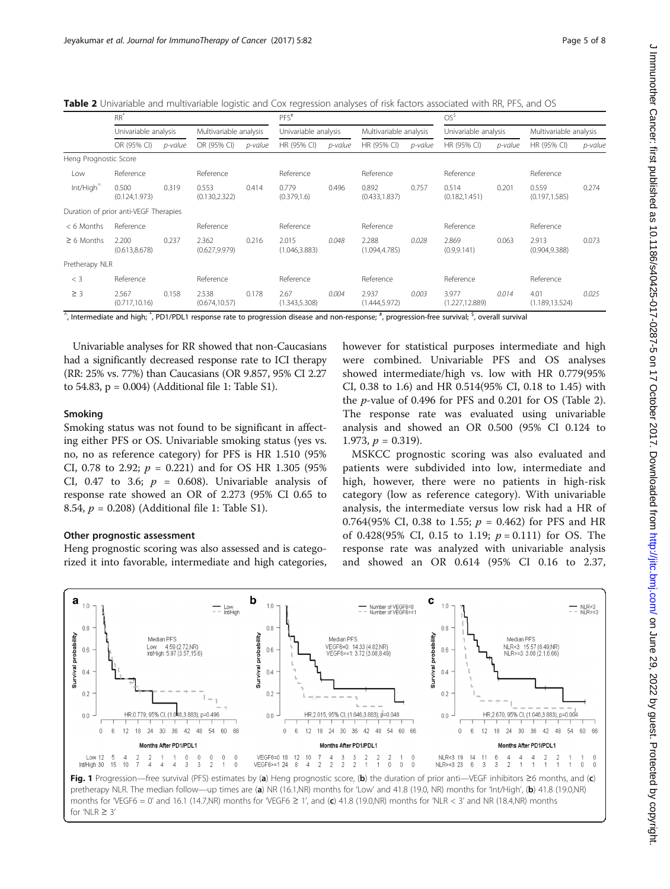**Table 2** Univariable and multivariable logistic and Cox regression analyses of risk factors associated with RR, PFS, and OS

| | RR* | | | | PFS# | | | | OS$ | | | |
|---|---|---|---|---|---|---|---|---|---|---|---|---|
| | Univariable analysis | | Multivariable analysis | | Univariable analysis | | Multivariable analysis | | Univariable analysis | | Multivariable analysis | |
| | OR (95% CI) | *p-value* | OR (95% CI) | *p-value* | HR (95% CI) | *p-value* | HR (95% CI) | *p-value* | HR (95% CI) | *p-value* | HR (95% CI) | *p-value* |
| Heng Prognostic Score | | | | | | | | | | | | |
| Low | Reference | | Reference | | Reference | | Reference | | Reference | | Reference | |
| Int/High^ | 0.500 (0.124,1.973) | 0.319 | 0.553 (0.130,2.322) | 0.414 | 0.779 (0.379,1.6) | 0.496 | 0.892 (0.433,1.837) | 0.757 | 0.514 (0.182,1.451) | 0.201 | 0.559 (0.197,1.585) | 0.274 |
| Duration of prior anti-VEGF Therapies | | | | | | | | | | | | |
| < 6 Months | Reference | | Reference | | Reference | | Reference | | Reference | | Reference | |
| ≥ 6 Months | 2.200 (0.613,8.678) | 0.237 | 2.362 (0.627,9.979) | 0.216 | 2.015 (1.046,3.883) | *0.048* | 2.288 (1.094,4.785) | *0.028* | 2.869 (0.9,9.141) | 0.063 | 2.913 (0.904,9.388) | 0.073 |
| Pretherapy NLR | | | | | | | | | | | | |
| < 3 | Reference | | Reference | | Reference | | Reference | | Reference | | Reference | |
| ≥ 3 | 2.567 (0.717,10.16) | 0.158 | 2.538 (0.674,10.57) | 0.178 | 2.67 (1.343,5.308) | *0.004* | 2.937 (1.444,5.972) | *0.003* | 3.977 (1.227,12.889) | *0.014* | 4.01 (1.189,13.524) | *0.025* |

^, Intermediate and high; *, PD1/PDL1 response rate to progression disease and non-response; #, progression-free survival; $, overall survival

Univariable analyses for RR showed that non-Caucasians had a significantly decreased response rate to ICI therapy (RR: 25% vs. 77%) than Caucasians (OR 9.857, 95% CI 2.27 to 54.83, p = 0.004) (Additional file 1: Table S1).

### Smoking

Smoking status was not found to be significant in affecting either PFS or OS. Univariable smoking status (yes vs. no, no as reference category) for PFS is HR 1.510 (95% CI, 0.78 to 2.92; $p$ = 0.221) and for OS HR 1.305 (95% CI, 0.47 to 3.6; $p$ = 0.608). Univariable analysis of response rate showed an OR of 2.273 (95% CI 0.65 to 8.54, $p$ = 0.208) (Additional file 1: Table S1).

### Other prognostic assessment

Heng prognostic scoring was also assessed and is categorized it into favorable, intermediate and high categories, however for statistical purposes intermediate and high were combined. Univariable PFS and OS analyses showed intermediate/high vs. low with HR 0.779(95% CI, 0.38 to 1.6) and HR 0.514(95% CI, 0.18 to 1.45) with the $p$-value of 0.496 for PFS and 0.201 for OS (Table 2). The response rate was evaluated using univariable analysis and showed an OR 0.500 (95% CI 0.124 to 1.973, $p$ = 0.319).

MSKCC prognostic scoring was also evaluated and patients were subdivided into low, intermediate and high, however, there were no patients in high-risk category (low as reference category). With univariable analysis, the intermediate versus low risk had a HR of 0.764(95% CI, 0.38 to 1.55; $p$ = 0.462) for PFS and HR of 0.428(95% CI, 0.15 to 1.19; $p$ = 0.111) for OS. The response rate was analyzed with univariable analysis and showed an OR 0.614 (95% CI 0.16 to 2.37,

**Fig. 1** Progression—free survival (PFS) estimates by (**a**) Heng prognostic score, (**b**) the duration of prior anti—VEGF inhibitors ≥6 months, and (**c**) pretherapy NLR. The median follow—up times are (**a**) NR (16.1,NR) months for 'Low' and 41.8 (19.0, NR) months for 'Int/High', (**b**) 41.8 (19.0,NR) months for 'VEGF6 = 0' and 16.1 (14.7,NR) months for 'VEGF6 ≥ 1', and (**c**) 41.8 (19.0,NR) months for 'NLR < 3' and NR (18.4,NR) months for 'NLR ≥ 3'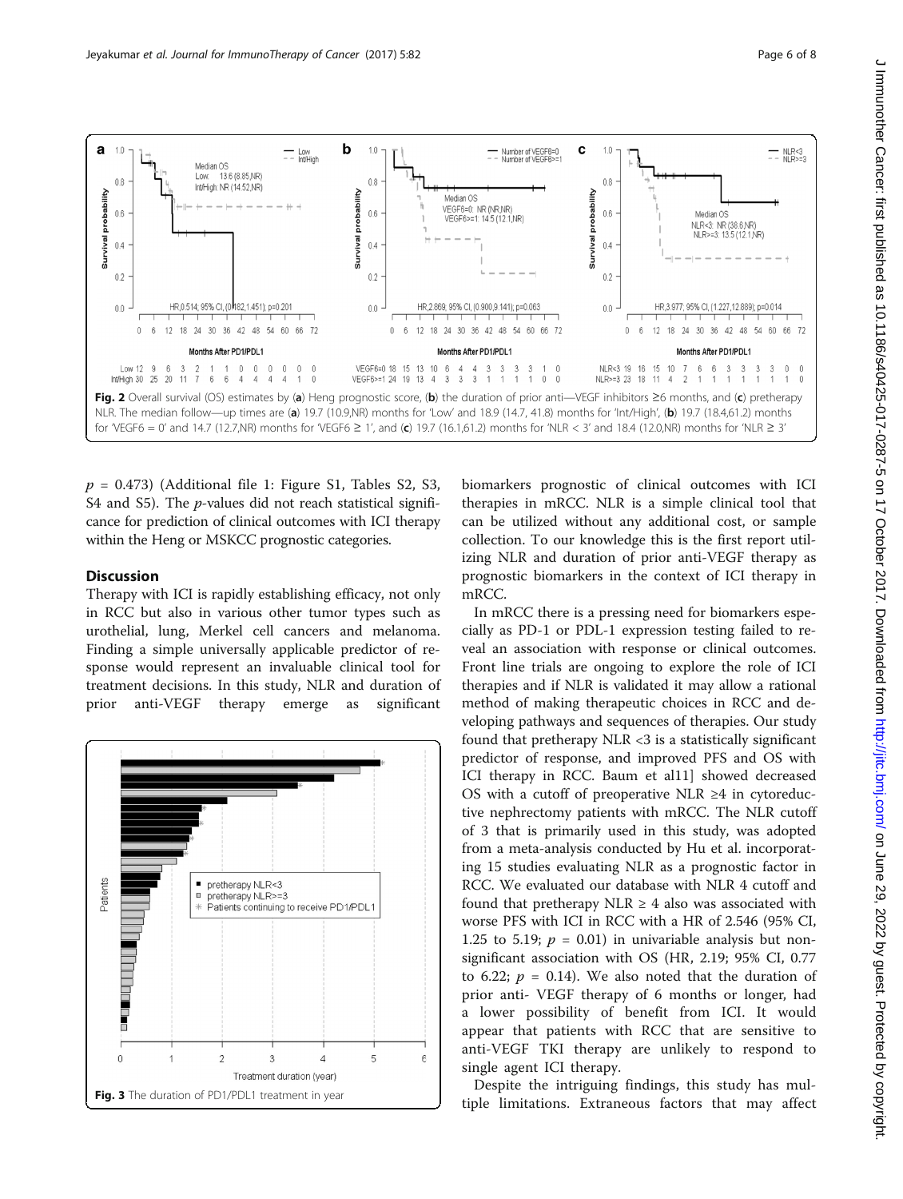Fig. 2 Overall survival (OS) estimates by (**a**) Heng prognostic score, (**b**) the duration of prior anti—VEGF inhibitors ≥6 months, and (**c**) pretherapy NLR. The median follow—up times are (**a**) 19.7 (10.9,NR) months for 'Low' and 18.9 (14.7, 41.8) months for 'Int/High', (**b**) 19.7 (18.4,61.2) months for 'VEGF6 = 0' and 14.7 (12.7,NR) months for 'VEGF6 ≥ 1', and (**c**) 19.7 (16.1,61.2) months for 'NLR < 3' and 18.4 (12.0,NR) months for 'NLR ≥ 3'

$p$ = 0.473) (Additional file 1: Figure S1, Tables S2, S3, S4 and S5). The $p$-values did not reach statistical significance for prediction of clinical outcomes with ICI therapy within the Heng or MSKCC prognostic categories.

## Discussion

Therapy with ICI is rapidly establishing efficacy, not only in RCC but also in various other tumor types such as urothelial, lung, Merkel cell cancers and melanoma. Finding a simple universally applicable predictor of response would represent an invaluable clinical tool for treatment decisions. In this study, NLR and duration of prior anti-VEGF therapy emerge as significant biomarkers prognostic of clinical outcomes with ICI therapies in mRCC. NLR is a simple clinical tool that can be utilized without any additional cost, or sample collection. To our knowledge this is the first report utilizing NLR and duration of prior anti-VEGF therapy as prognostic biomarkers in the context of ICI therapy in mRCC.

Fig. 3 The duration of PD1/PDL1 treatment in year

In mRCC there is a pressing need for biomarkers especially as PD-1 or PDL-1 expression testing failed to reveal an association with response or clinical outcomes. Front line trials are ongoing to explore the role of ICI therapies and if NLR is validated it may allow a rational method of making therapeutic choices in RCC and developing pathways and sequences of therapies. Our study found that pretherapy NLR <3 is a statistically significant predictor of response, and improved PFS and OS with ICI therapy in RCC. Baum et al11] showed decreased OS with a cutoff of preoperative NLR ≥4 in cytoreductive nephrectomy patients with mRCC. The NLR cutoff of 3 that is primarily used in this study, was adopted from a meta-analysis conducted by Hu et al. incorporating 15 studies evaluating NLR as a prognostic factor in RCC. We evaluated our database with NLR 4 cutoff and found that pretherapy NLR ≥ 4 also was associated with worse PFS with ICI in RCC with a HR of 2.546 (95% CI, 1.25 to 5.19; $p$ = 0.01) in univariable analysis but non-significant association with OS (HR, 2.19; 95% CI, 0.77 to 6.22; $p$ = 0.14). We also noted that the duration of prior anti- VEGF therapy of 6 months or longer, had a lower possibility of benefit from ICI. It would appear that patients with RCC that are sensitive to anti-VEGF TKI therapy are unlikely to respond to single agent ICI therapy.

Despite the intriguing findings, this study has multiple limitations. Extraneous factors that may affect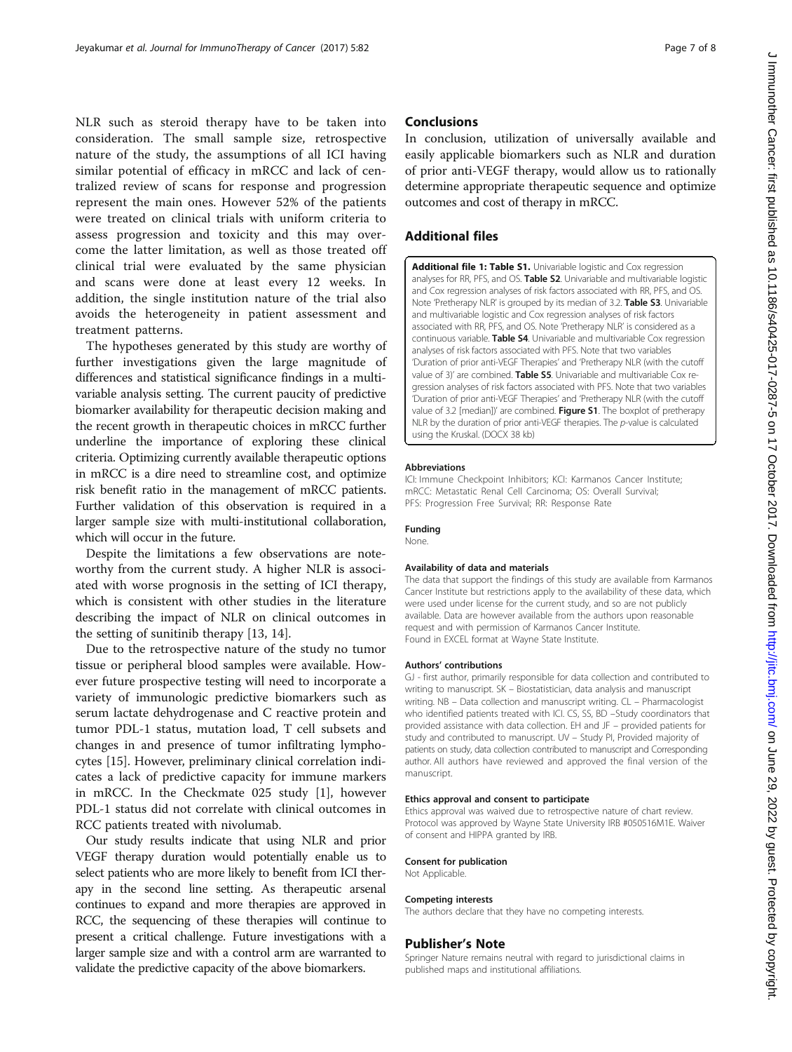NLR such as steroid therapy have to be taken into consideration. The small sample size, retrospective nature of the study, the assumptions of all ICI having similar potential of efficacy in mRCC and lack of centralized review of scans for response and progression represent the main ones. However 52% of the patients were treated on clinical trials with uniform criteria to assess progression and toxicity and this may overcome the latter limitation, as well as those treated off clinical trial were evaluated by the same physician and scans were done at least every 12 weeks. In addition, the single institution nature of the trial also avoids the heterogeneity in patient assessment and treatment patterns.

The hypotheses generated by this study are worthy of further investigations given the large magnitude of differences and statistical significance findings in a multivariable analysis setting. The current paucity of predictive biomarker availability for therapeutic decision making and the recent growth in therapeutic choices in mRCC further underline the importance of exploring these clinical criteria. Optimizing currently available therapeutic options in mRCC is a dire need to streamline cost, and optimize risk benefit ratio in the management of mRCC patients. Further validation of this observation is required in a larger sample size with multi-institutional collaboration, which will occur in the future.

Despite the limitations a few observations are noteworthy from the current study. A higher NLR is associated with worse prognosis in the setting of ICI therapy, which is consistent with other studies in the literature describing the impact of NLR on clinical outcomes in the setting of sunitinib therapy [13, 14].

Due to the retrospective nature of the study no tumor tissue or peripheral blood samples were available. However future prospective testing will need to incorporate a variety of immunologic predictive biomarkers such as serum lactate dehydrogenase and C reactive protein and tumor PDL-1 status, mutation load, T cell subsets and changes in and presence of tumor infiltrating lymphocytes [15]. However, preliminary clinical correlation indicates a lack of predictive capacity for immune markers in mRCC. In the Checkmate 025 study [1], however PDL-1 status did not correlate with clinical outcomes in RCC patients treated with nivolumab.

Our study results indicate that using NLR and prior VEGF therapy duration would potentially enable us to select patients who are more likely to benefit from ICI therapy in the second line setting. As therapeutic arsenal continues to expand and more therapies are approved in RCC, the sequencing of these therapies will continue to present a critical challenge. Future investigations with a larger sample size and with a control arm are warranted to validate the predictive capacity of the above biomarkers.

## Conclusions

In conclusion, utilization of universally available and easily applicable biomarkers such as NLR and duration of prior anti-VEGF therapy, would allow us to rationally determine appropriate therapeutic sequence and optimize outcomes and cost of therapy in mRCC.

## Additional files

**Additional file 1: Table S1.** Univariable logistic and Cox regression analyses for RR, PFS, and OS. **Table S2**. Univariable and multivariable logistic and Cox regression analyses of risk factors associated with RR, PFS, and OS. Note 'Pretherapy NLR' is grouped by its median of 3.2. **Table S3**. Univariable and multivariable logistic and Cox regression analyses of risk factors associated with RR, PFS, and OS. Note 'Pretherapy NLR' is considered as a continuous variable. **Table S4**. Univariable and multivariable Cox regression analyses of risk factors associated with PFS. Note that two variables 'Duration of prior anti-VEGF Therapies' and 'Pretherapy NLR (with the cutoff value of 3)' are combined. **Table S5**. Univariable and multivariable Cox regression analyses of risk factors associated with PFS. Note that two variables 'Duration of prior anti-VEGF Therapies' and 'Pretherapy NLR (with the cutoff value of 3.2 [median])' are combined. **Figure S1**. The boxplot of pretherapy NLR by the duration of prior anti-VEGF therapies. The *p*-value is calculated using the Kruskal. (DOCX 38 kb)

#### Abbreviations

ICI: Immune Checkpoint Inhibitors; KCI: Karmanos Cancer Institute; mRCC: Metastatic Renal Cell Carcinoma; OS: Overall Survival; PFS: Progression Free Survival; RR: Response Rate

#### Funding

None.

#### Availability of data and materials

The data that support the findings of this study are available from Karmanos Cancer Institute but restrictions apply to the availability of these data, which were used under license for the current study, and so are not publicly available. Data are however available from the authors upon reasonable request and with permission of Karmanos Cancer Institute.
Found in EXCEL format at Wayne State Institute.

#### Authors' contributions

GJ - first author, primarily responsible for data collection and contributed to writing to manuscript. SK – Biostatistician, data analysis and manuscript writing. NB – Data collection and manuscript writing. CL – Pharmacologist who identified patients treated with ICI. CS, SS, BD –Study coordinators that provided assistance with data collection. EH and JF – provided patients for study and contributed to manuscript. UV – Study PI, Provided majority of patients on study, data collection contributed to manuscript and Corresponding author. All authors have reviewed and approved the final version of the manuscript.

#### Ethics approval and consent to participate

Ethics approval was waived due to retrospective nature of chart review. Protocol was approved by Wayne State University IRB #050516M1E. Waiver of consent and HIPPA granted by IRB.

#### Consent for publication

Not Applicable.

#### Competing interests

The authors declare that they have no competing interests.

## Publisher's Note

Springer Nature remains neutral with regard to jurisdictional claims in published maps and institutional affiliations.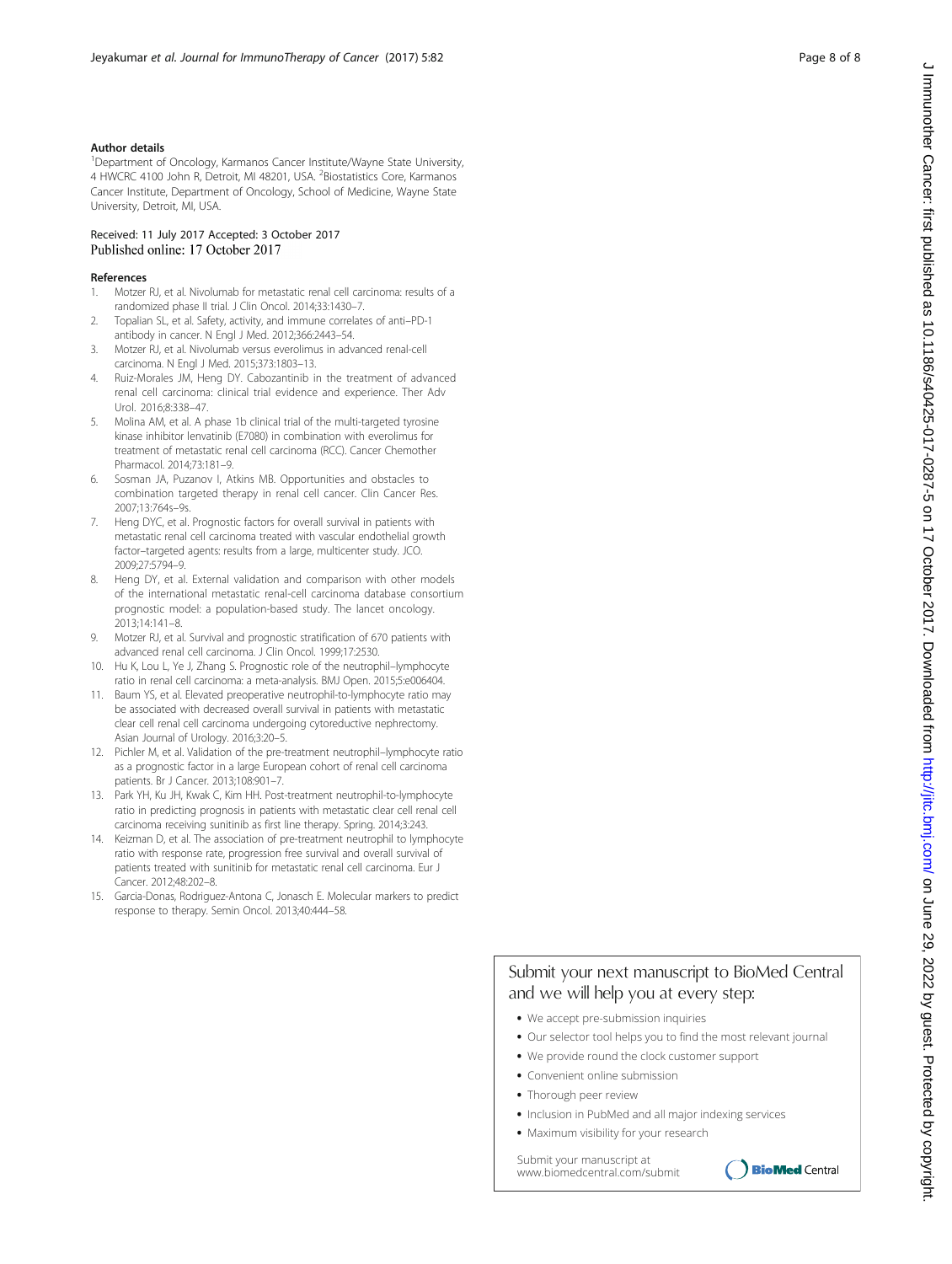#### Author details

[1]Department of Oncology, Karmanos Cancer Institute/Wayne State University, 4 HWCRC 4100 John R, Detroit, MI 48201, USA. [2]Biostatistics Core, Karmanos Cancer Institute, Department of Oncology, School of Medicine, Wayne State University, Detroit, MI, USA.

Received: 11 July 2017 Accepted: 3 October 2017
Published online: 17 October 2017

#### References

1. Motzer RJ, et al. Nivolumab for metastatic renal cell carcinoma: results of a randomized phase II trial. J Clin Oncol. 2014;33:1430–7.
2. Topalian SL, et al. Safety, activity, and immune correlates of anti–PD-1 antibody in cancer. N Engl J Med. 2012;366:2443–54.
3. Motzer RJ, et al. Nivolumab versus everolimus in advanced renal-cell carcinoma. N Engl J Med. 2015;373:1803–13.
4. Ruiz-Morales JM, Heng DY. Cabozantinib in the treatment of advanced renal cell carcinoma: clinical trial evidence and experience. Ther Adv Urol. 2016;8:338–47.
5. Molina AM, et al. A phase 1b clinical trial of the multi-targeted tyrosine kinase inhibitor lenvatinib (E7080) in combination with everolimus for treatment of metastatic renal cell carcinoma (RCC). Cancer Chemother Pharmacol. 2014;73:181–9.
6. Sosman JA, Puzanov I, Atkins MB. Opportunities and obstacles to combination targeted therapy in renal cell cancer. Clin Cancer Res. 2007;13:764s–9s.
7. Heng DYC, et al. Prognostic factors for overall survival in patients with metastatic renal cell carcinoma treated with vascular endothelial growth factor–targeted agents: results from a large, multicenter study. JCO. 2009;27:5794–9.
8. Heng DY, et al. External validation and comparison with other models of the international metastatic renal-cell carcinoma database consortium prognostic model: a population-based study. The lancet oncology. 2013;14:141–8.
9. Motzer RJ, et al. Survival and prognostic stratification of 670 patients with advanced renal cell carcinoma. J Clin Oncol. 1999;17:2530.
10. Hu K, Lou L, Ye J, Zhang S. Prognostic role of the neutrophil–lymphocyte ratio in renal cell carcinoma: a meta-analysis. BMJ Open. 2015;5:e006404.
11. Baum YS, et al. Elevated preoperative neutrophil-to-lymphocyte ratio may be associated with decreased overall survival in patients with metastatic clear cell renal cell carcinoma undergoing cytoreductive nephrectomy. Asian Journal of Urology. 2016;3:20–5.
12. Pichler M, et al. Validation of the pre-treatment neutrophil–lymphocyte ratio as a prognostic factor in a large European cohort of renal cell carcinoma patients. Br J Cancer. 2013;108:901–7.
13. Park YH, Ku JH, Kwak C, Kim HH. Post-treatment neutrophil-to-lymphocyte ratio in predicting prognosis in patients with metastatic clear cell renal cell carcinoma receiving sunitinib as first line therapy. Spring. 2014;3:243.
14. Keizman D, et al. The association of pre-treatment neutrophil to lymphocyte ratio with response rate, progression free survival and overall survival of patients treated with sunitinib for metastatic renal cell carcinoma. Eur J Cancer. 2012;48:202–8.
15. Garcia-Donas, Rodriguez-Antona C, Jonasch E. Molecular markers to predict response to therapy. Semin Oncol. 2013;40:444–58.